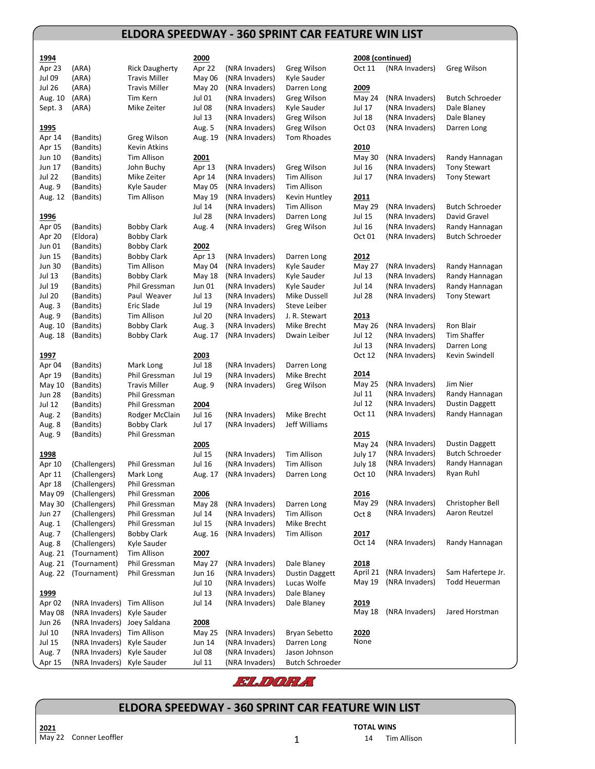## ELDORA SPEEDWAY - 360 SPRINT CAR FEATURE WIN LIST

**1994**

| Date | Series | Winner |
|---|---|---|
| Apr 23 | (ARA) | Rick Daugherty |
| Jul 09 | (ARA) | Travis Miller |
| Jul 26 | (ARA) | Travis Miller |
| Aug. 10 | (ARA) | Tim Kern |
| Sept. 3 | (ARA) | Mike Zeiter |

**1995**

| Date | Series | Winner |
|---|---|---|
| Apr 14 | (Bandits) | Greg Wilson |
| Apr 15 | (Bandits) | Kevin Atkins |
| Jun 10 | (Bandits) | Tim Allison |
| Jun 17 | (Bandits) | John Buchy |
| Jul 22 | (Bandits) | Mike Zeiter |
| Aug. 9 | (Bandits) | Kyle Sauder |
| Aug. 12 | (Bandits) | Tim Allison |

**1996**

| Date | Series | Winner |
|---|---|---|
| Apr 05 | (Bandits) | Bobby Clark |
| Apr 20 | (Eldora) | Bobby Clark |
| Jun 01 | (Bandits) | Bobby Clark |
| Jun 15 | (Bandits) | Bobby Clark |
| Jun 30 | (Bandits) | Tim Allison |
| Jul 13 | (Bandits) | Bobby Clark |
| Jul 19 | (Bandits) | Phil Gressman |
| Jul 20 | (Bandits) | Paul Weaver |
| Aug. 3 | (Bandits) | Eric Slade |
| Aug. 9 | (Bandits) | Tim Allison |
| Aug. 10 | (Bandits) | Bobby Clark |
| Aug. 18 | (Bandits) | Bobby Clark |

**1997**

| Date | Series | Winner |
|---|---|---|
| Apr 04 | (Bandits) | Mark Long |
| Apr 19 | (Bandits) | Phil Gressman |
| May 10 | (Bandits) | Travis Miller |
| Jun 28 | (Bandits) | Phil Gressman |
| Jul 12 | (Bandits) | Phil Gressman |
| Aug. 2 | (Bandits) | Rodger McClain |
| Aug. 8 | (Bandits) | Bobby Clark |
| Aug. 9 | (Bandits) | Phil Gressman |

**1998**

| Date | Series | Winner |
|---|---|---|
| Apr 10 | (Challengers) | Phil Gressman |
| Apr 11 | (Challengers) | Mark Long |
| Apr 18 | (Challengers) | Phil Gressman |
| May 09 | (Challengers) | Phil Gressman |
| May 30 | (Challengers) | Phil Gressman |
| Jun 27 | (Challengers) | Phil Gressman |
| Aug. 1 | (Challengers) | Phil Gressman |
| Aug. 7 | (Challengers) | Bobby Clark |
| Aug. 8 | (Challengers) | Kyle Sauder |
| Aug. 21 | (Tournament) | Tim Allison |
| Aug. 21 | (Tournament) | Phil Gressman |
| Aug. 22 | (Tournament) | Phil Gressman |

**1999**

| Date | Series | Winner |
|---|---|---|
| Apr 02 | (NRA Invaders) | Tim Allison |
| May 08 | (NRA Invaders) | Kyle Sauder |
| Jun 26 | (NRA Invaders) | Joey Saldana |
| Jul 10 | (NRA Invaders) | Tim Allison |
| Jul 15 | (NRA Invaders) | Kyle Sauder |
| Aug. 7 | (NRA Invaders) | Kyle Sauder |
| Apr 15 | (NRA Invaders) | Kyle Sauder |

**2000**

| Date | Series | Winner |
|---|---|---|
| Apr 22 | (NRA Invaders) | Greg Wilson |
| May 06 | (NRA Invaders) | Kyle Sauder |
| May 20 | (NRA Invaders) | Darren Long |
| Jul 01 | (NRA Invaders) | Greg Wilson |
| Jul 08 | (NRA Invaders) | Kyle Sauder |
| Jul 13 | (NRA Invaders) | Greg Wilson |
| Aug. 5 | (NRA Invaders) | Greg Wilson |
| Aug. 19 | (NRA Invaders) | Tom Rhoades |

**2001**

| Date | Series | Winner |
|---|---|---|
| Apr 13 | (NRA Invaders) | Greg Wilson |
| Apr 14 | (NRA Invaders) | Tim Allison |
| May 05 | (NRA Invaders) | Tim Allison |
| May 19 | (NRA Invaders) | Kevin Huntley |
| Jul 14 | (NRA Invaders) | Tim Allison |
| Jul 28 | (NRA Invaders) | Darren Long |
| Aug. 4 | (NRA Invaders) | Greg Wilson |

**2002**

| Date | Series | Winner |
|---|---|---|
| Apr 13 | (NRA Invaders) | Darren Long |
| May 04 | (NRA Invaders) | Kyle Sauder |
| May 18 | (NRA Invaders) | Kyle Sauder |
| Jun 01 | (NRA Invaders) | Kyle Sauder |
| Jul 13 | (NRA Invaders) | Mike Dussell |
| Jul 19 | (NRA Invaders) | Steve Leiber |
| Jul 20 | (NRA Invaders) | J. R. Stewart |
| Aug. 3 | (NRA Invaders) | Mike Brecht |
| Aug. 17 | (NRA Invaders) | Dwain Leiber |

**2003**

| Date | Series | Winner |
|---|---|---|
| Jul 18 | (NRA Invaders) | Darren Long |
| Jul 19 | (NRA Invaders) | Mike Brecht |
| Aug. 9 | (NRA Invaders) | Greg Wilson |

**2004**

| Date | Series | Winner |
|---|---|---|
| Jul 16 | (NRA Invaders) | Mike Brecht |
| Jul 17 | (NRA Invaders) | Jeff Williams |

**2005**

| Date | Series | Winner |
|---|---|---|
| Jul 15 | (NRA Invaders) | Tim Allison |
| Jul 16 | (NRA Invaders) | Tim Allison |
| Aug. 17 | (NRA Invaders) | Darren Long |

**2006**

| Date | Series | Winner |
|---|---|---|
| May 28 | (NRA Invaders) | Darren Long |
| Jul 14 | (NRA Invaders) | Tim Allison |
| Jul 15 | (NRA Invaders) | Mike Brecht |
| Aug. 16 | (NRA Invaders) | Tim Allison |

**2007**

| Date | Series | Winner |
|---|---|---|
| May 27 | (NRA Invaders) | Dale Blaney |
| Jun 16 | (NRA Invaders) | Dustin Daggett |
| Jul 10 | (NRA Invaders) | Lucas Wolfe |
| Jul 13 | (NRA Invaders) | Dale Blaney |
| Jul 14 | (NRA Invaders) | Dale Blaney |

**2008**

| Date | Series | Winner |
|---|---|---|
| May 25 | (NRA Invaders) | Bryan Sebetto |
| Jun 14 | (NRA Invaders) | Darren Long |
| Jul 08 | (NRA Invaders) | Jason Johnson |
| Jul 11 | (NRA Invaders) | Butch Schroeder |

**2008 (continued)**

| Date | Series | Winner |
|---|---|---|
| Oct 11 | (NRA Invaders) | Greg Wilson |

**2009**

| Date | Series | Winner |
|---|---|---|
| May 24 | (NRA Invaders) | Butch Schroeder |
| Jul 17 | (NRA Invaders) | Dale Blaney |
| Jul 18 | (NRA Invaders) | Dale Blaney |
| Oct 03 | (NRA Invaders) | Darren Long |

**2010**

| Date | Series | Winner |
|---|---|---|
| May 30 | (NRA Invaders) | Randy Hannagan |
| Jul 16 | (NRA Invaders) | Tony Stewart |
| Jul 17 | (NRA Invaders) | Tony Stewart |

**2011**

| Date | Series | Winner |
|---|---|---|
| May 29 | (NRA Invaders) | Butch Schroeder |
| Jul 15 | (NRA Invaders) | David Gravel |
| Jul 16 | (NRA Invaders) | Randy Hannagan |
| Oct 01 | (NRA Invaders) | Butch Schroeder |

**2012**

| Date | Series | Winner |
|---|---|---|
| May 27 | (NRA Invaders) | Randy Hannagan |
| Jul 13 | (NRA Invaders) | Randy Hannagan |
| Jul 14 | (NRA Invaders) | Randy Hannagan |
| Jul 28 | (NRA Invaders) | Tony Stewart |

**2013**

| Date | Series | Winner |
|---|---|---|
| May 26 | (NRA Invaders) | Ron Blair |
| Jul 12 | (NRA Invaders) | Tim Shaffer |
| Jul 13 | (NRA Invaders) | Darren Long |
| Oct 12 | (NRA Invaders) | Kevin Swindell |

**2014**

| Date | Series | Winner |
|---|---|---|
| May 25 | (NRA Invaders) | Jim Nier |
| Jul 11 | (NRA Invaders) | Randy Hannagan |
| Jul 12 | (NRA Invaders) | Dustin Daggett |
| Oct 11 | (NRA Invaders) | Randy Hannagan |

**2015**

| Date | Series | Winner |
|---|---|---|
| May 24 | (NRA Invaders) | Dustin Daggett |
| July 17 | (NRA Invaders) | Butch Schroeder |
| July 18 | (NRA Invaders) | Randy Hannagan |
| Oct 10 | (NRA Invaders) | Ryan Ruhl |

**2016**

| Date | Series | Winner |
|---|---|---|
| May 29 | (NRA Invaders) | Christopher Bell |
| Oct 8 | (NRA Invaders) | Aaron Reutzel |

**2017**

| Date | Series | Winner |
|---|---|---|
| Oct 14 | (NRA Invaders) | Randy Hannagan |

**2018**

| Date | Series | Winner |
|---|---|---|
| April 21 | (NRA Invaders) | Sam Hafertepe Jr. |
| May 19 | (NRA Invaders) | Todd Heuerman |

**2019**

| Date | Series | Winner |
|---|---|---|
| May 18 | (NRA Invaders) | Jared Horstman |

**2020**

None

ELDORA

## ELDORA SPEEDWAY - 360 SPRINT CAR FEATURE WIN LIST

**2021**

May 22 Conner Leoffler

**TOTAL WINS**

14 Tim Allison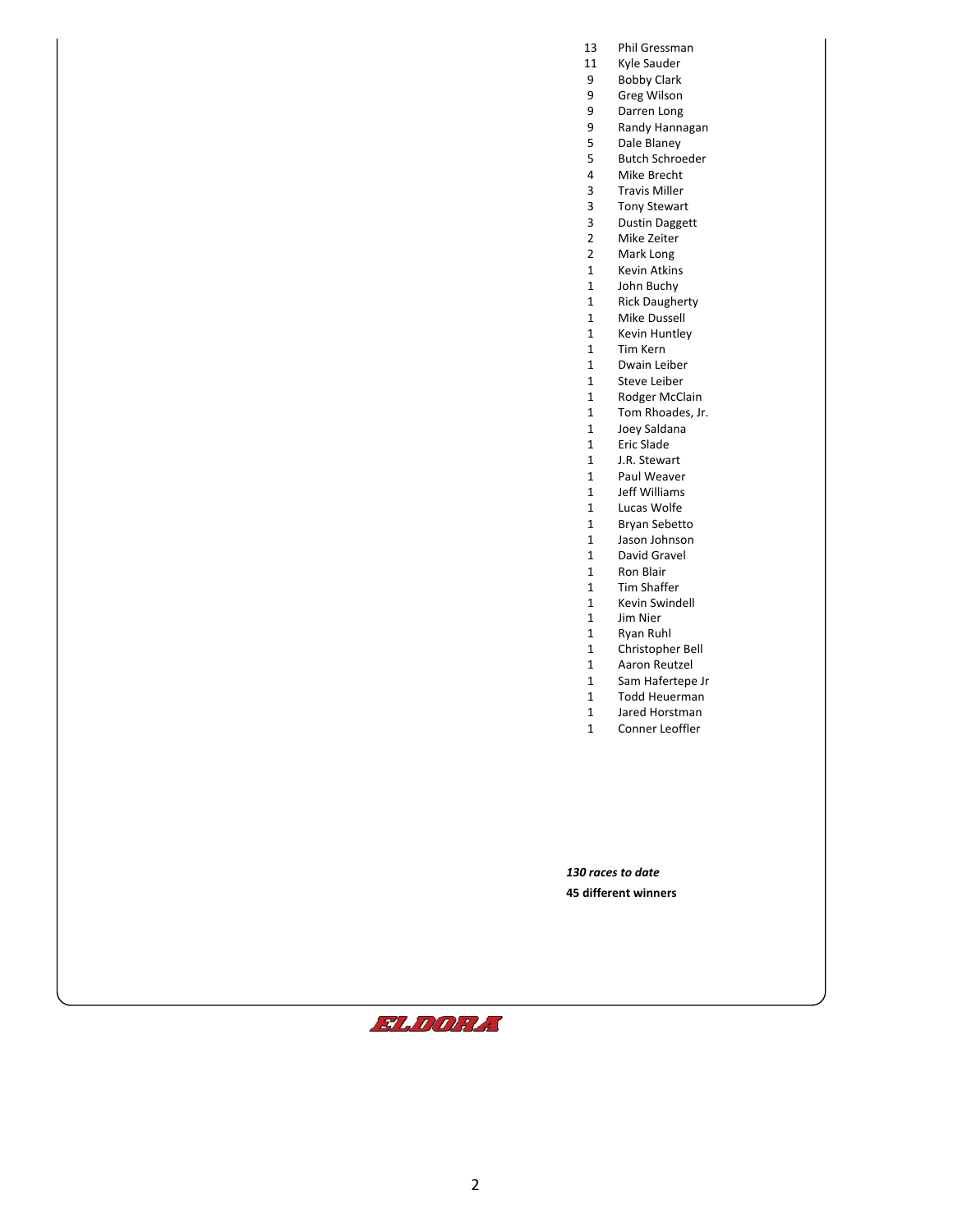| | |
|---|---|
| 13 | Phil Gressman |
| 11 | Kyle Sauder |
| 9 | Bobby Clark |
| 9 | Greg Wilson |
| 9 | Darren Long |
| 9 | Randy Hannagan |
| 5 | Dale Blaney |
| 5 | Butch Schroeder |
| 4 | Mike Brecht |
| 3 | Travis Miller |
| 3 | Tony Stewart |
| 3 | Dustin Daggett |
| 2 | Mike Zeiter |
| 2 | Mark Long |
| 1 | Kevin Atkins |
| 1 | John Buchy |
| 1 | Rick Daugherty |
| 1 | Mike Dussell |
| 1 | Kevin Huntley |
| 1 | Tim Kern |
| 1 | Dwain Leiber |
| 1 | Steve Leiber |
| 1 | Rodger McClain |
| 1 | Tom Rhoades, Jr. |
| 1 | Joey Saldana |
| 1 | Eric Slade |
| 1 | J.R. Stewart |
| 1 | Paul Weaver |
| 1 | Jeff Williams |
| 1 | Lucas Wolfe |
| 1 | Bryan Sebetto |
| 1 | Jason Johnson |
| 1 | David Gravel |
| 1 | Ron Blair |
| 1 | Tim Shaffer |
| 1 | Kevin Swindell |
| 1 | Jim Nier |
| 1 | Ryan Ruhl |
| 1 | Christopher Bell |
| 1 | Aaron Reutzel |
| 1 | Sam Hafertepe Jr |
| 1 | Todd Heuerman |
| 1 | Jared Horstman |
| 1 | Conner Leoffler |

***130 races to date***

**45 different winners**

ELDORA